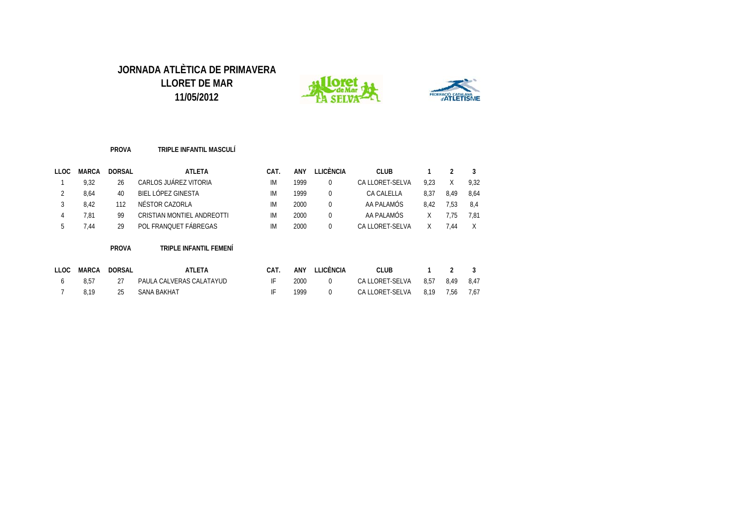# JORNADA ATLÈTICA DE PRIMAVERA

## LLORET DE MAR

## 11/05/2012

**PROVA** **TRIPLE INFANTIL MASCULÍ**

| LLOC | MARCA | DORSAL | ATLETA | CAT. | ANY | LLICÈNCIA | CLUB | 1 | 2 | 3 |
|---|---|---|---|---|---|---|---|---|---|---|
| 1 | 9,32 | 26 | CARLOS JUÁREZ VITORIA | IM | 1999 | 0 | CA LLORET-SELVA | 9,23 | X | 9,32 |
| 2 | 8,64 | 40 | BIEL LÓPEZ GINESTA | IM | 1999 | 0 | CA CALELLA | 8,37 | 8,49 | 8,64 |
| 3 | 8,42 | 112 | NÉSTOR CAZORLA | IM | 2000 | 0 | AA PALAMÓS | 8,42 | 7,53 | 8,4 |
| 4 | 7,81 | 99 | CRISTIAN MONTIEL ANDREOTTI | IM | 2000 | 0 | AA PALAMÓS | X | 7,75 | 7,81 |
| 5 | 7,44 | 29 | POL FRANQUET FÁBREGAS | IM | 2000 | 0 | CA LLORET-SELVA | X | 7,44 | X |

**PROVA** **TRIPLE INFANTIL FEMENÍ**

| LLOC | MARCA | DORSAL | ATLETA | CAT. | ANY | LLICÈNCIA | CLUB | 1 | 2 | 3 |
|---|---|---|---|---|---|---|---|---|---|---|
| 6 | 8,57 | 27 | PAULA CALVERAS CALATAYUD | IF | 2000 | 0 | CA LLORET-SELVA | 8,57 | 8,49 | 8,47 |
| 7 | 8,19 | 25 | SANA BAKHAT | IF | 1999 | 0 | CA LLORET-SELVA | 8,19 | 7,56 | 7,67 |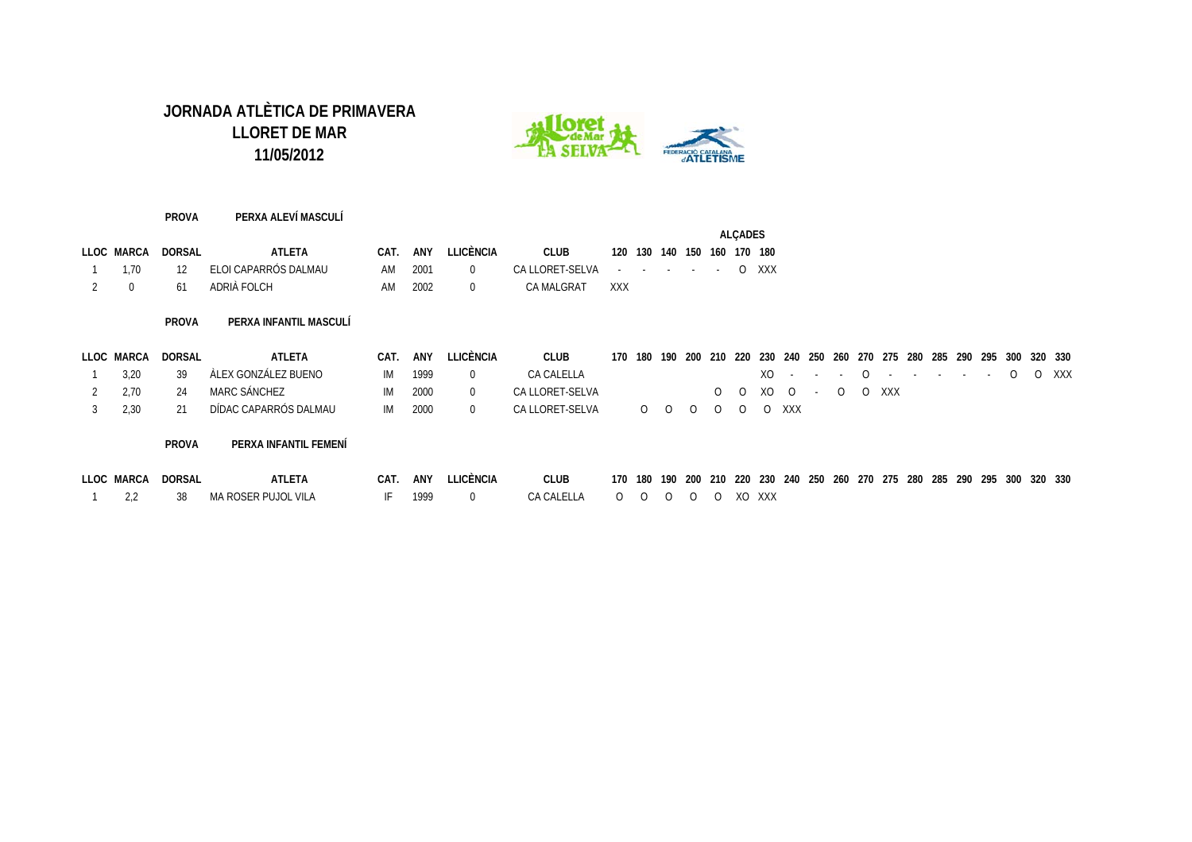# JORNADA ATLÈTICA DE PRIMAVERA
# LLORET DE MAR
# 11/05/2012

**PROVA** **PERXA ALEVÍ MASCULÍ**

| | | | | | | | | ALÇADES | | | | | | |
|---|---|---|---|---|---|---|---|---|---|---|---|---|---|---|
| **LLOC** | **MARCA** | **DORSAL** | **ATLETA** | **CAT.** | **ANY** | **LLICÈNCIA** | **CLUB** | **120** | **130** | **140** | **150** | **160** | **170** | **180** |
| 1 | 1,70 | 12 | ELOI CAPARRÓS DALMAU | AM | 2001 | 0 | CA LLORET-SELVA | - | - | - | - | - | O | XXX |
| 2 | 0 | 61 | ADRIÀ FOLCH | AM | 2002 | 0 | CA MALGRAT | XXX | | | | | | |

**PROVA** **PERXA INFANTIL MASCULÍ**

| **LLOC** | **MARCA** | **DORSAL** | **ATLETA** | **CAT.** | **ANY** | **LLICÈNCIA** | **CLUB** | **170** | **180** | **190** | **200** | **210** | **220** | **230** | **240** | **250** | **260** | **270** | **275** | **280** | **285** | **290** | **295** | **300** | **320** | **330** |
|---|---|---|---|---|---|---|---|---|---|---|---|---|---|---|---|---|---|---|---|---|---|---|---|---|---|---|
| 1 | 3,20 | 39 | ÀLEX GONZÁLEZ BUENO | IM | 1999 | 0 | CA CALELLA | | | | | | | XO | - | - | - | O | - | - | - | - | - | O | O | XXX |
| 2 | 2,70 | 24 | MARC SÁNCHEZ | IM | 2000 | 0 | CA LLORET-SELVA | | | | | O | O | XO | O | - | O | O | XXX | | | | | | | |
| 3 | 2,30 | 21 | DÍDAC CAPARRÓS DALMAU | IM | 2000 | 0 | CA LLORET-SELVA | | O | O | O | O | O | O | XXX | | | | | | | | | | | |

**PROVA** **PERXA INFANTIL FEMENÍ**

| **LLOC** | **MARCA** | **DORSAL** | **ATLETA** | **CAT.** | **ANY** | **LLICÈNCIA** | **CLUB** | **170** | **180** | **190** | **200** | **210** | **220** | **230** | **240** | **250** | **260** | **270** | **275** | **280** | **285** | **290** | **295** | **300** | **320** | **330** |
|---|---|---|---|---|---|---|---|---|---|---|---|---|---|---|---|---|---|---|---|---|---|---|---|---|---|---|
| 1 | 2,2 | 38 | MA ROSER PUJOL VILA | IF | 1999 | 0 | CA CALELLA | O | O | O | O | O | XO | XXX | | | | | | | | | | | | |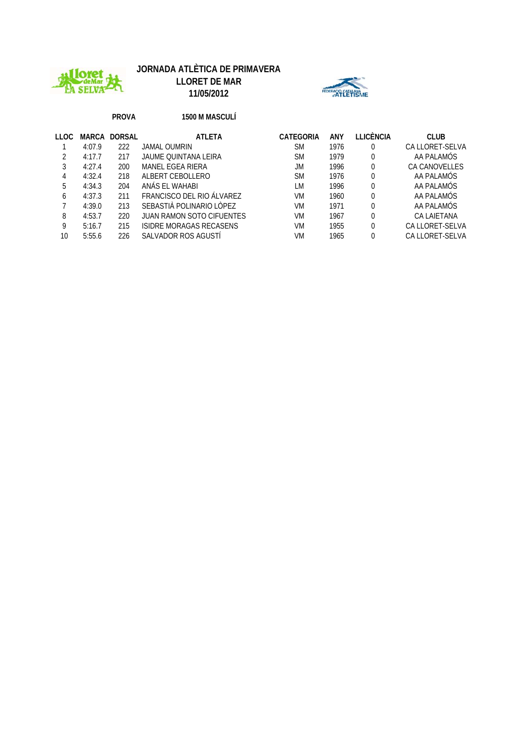# JORNADA ATLÈTICA DE PRIMAVERA
## LLORET DE MAR
## 11/05/2012

**PROVA** **1500 M MASCULÍ**

| LLOC | MARCA | DORSAL | ATLETA | CATEGORIA | ANY | LLICÈNCIA | CLUB |
|---|---|---|---|---|---|---|---|
| 1 | 4:07.9 | 222 | JAMAL OUMRIN | SM | 1976 | 0 | CA LLORET-SELVA |
| 2 | 4:17.7 | 217 | JAUME QUINTANA LEIRA | SM | 1979 | 0 | AA PALAMÓS |
| 3 | 4:27.4 | 200 | MANEL EGEA RIERA | JM | 1996 | 0 | CA CANOVELLES |
| 4 | 4:32.4 | 218 | ALBERT CEBOLLERO | SM | 1976 | 0 | AA PALAMÓS |
| 5 | 4:34.3 | 204 | ANÁS EL WAHABI | LM | 1996 | 0 | AA PALAMÓS |
| 6 | 4:37.3 | 211 | FRANCISCO DEL RIO ÁLVAREZ | VM | 1960 | 0 | AA PALAMÓS |
| 7 | 4:39.0 | 213 | SEBASTIÀ POLINARIO LÓPEZ | VM | 1971 | 0 | AA PALAMÓS |
| 8 | 4:53.7 | 220 | JUAN RAMON SOTO CIFUENTES | VM | 1967 | 0 | CA LAIETANA |
| 9 | 5:16.7 | 215 | ISIDRE MORAGAS RECASENS | VM | 1955 | 0 | CA LLORET-SELVA |
| 10 | 5:55.6 | 226 | SALVADOR ROS AGUSTÍ | VM | 1965 | 0 | CA LLORET-SELVA |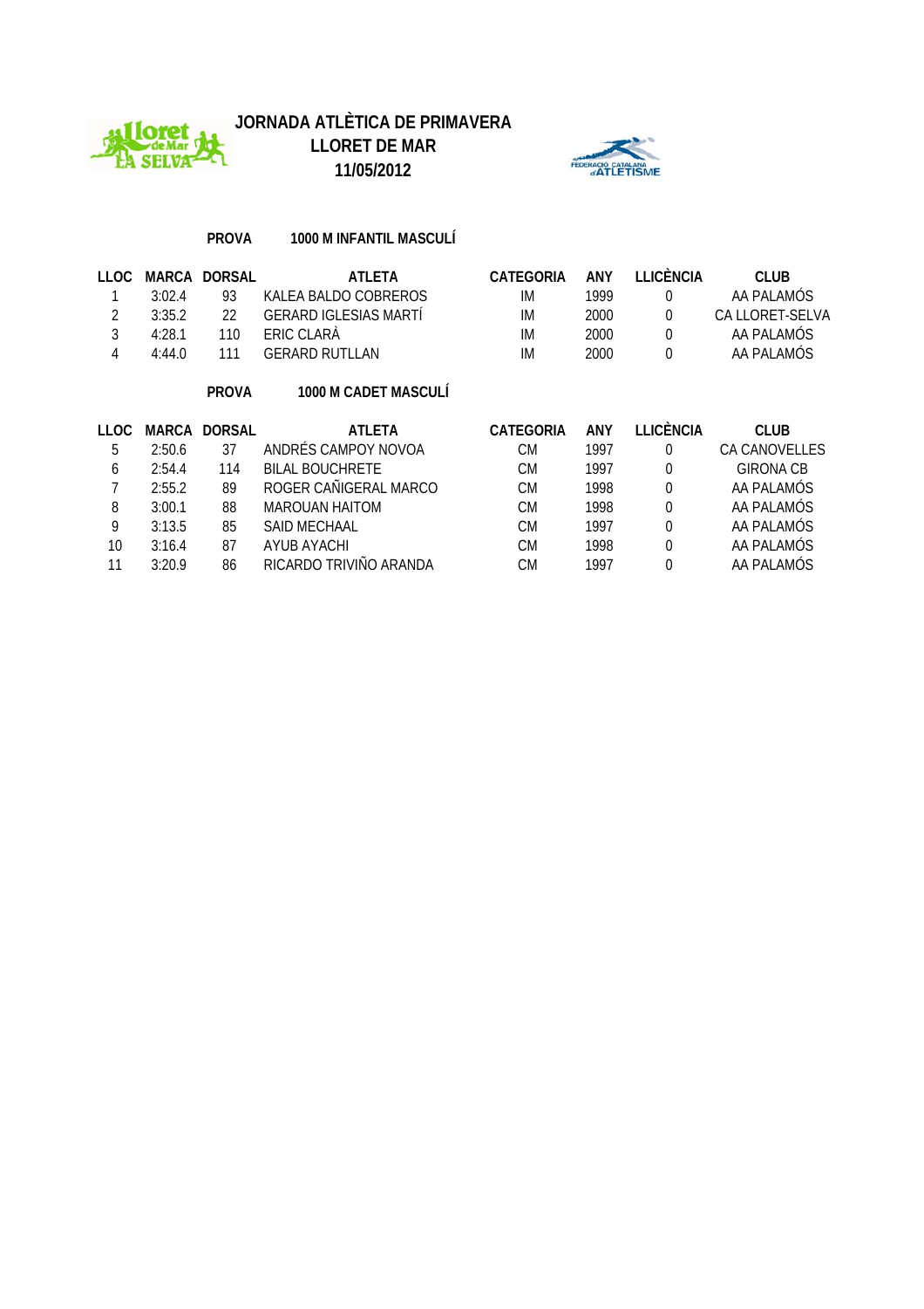# JORNADA ATLÈTICA DE PRIMAVERA
## LLORET DE MAR
## 11/05/2012

**PROVA** **1000 M INFANTIL MASCULÍ**

| LLOC | MARCA | DORSAL | ATLETA | CATEGORIA | ANY | LLICÈNCIA | CLUB |
|---|---|---|---|---|---|---|---|
| 1 | 3:02.4 | 93 | KALEA BALDO COBREROS | IM | 1999 | 0 | AA PALAMÓS |
| 2 | 3:35.2 | 22 | GERARD IGLESIAS MARTÍ | IM | 2000 | 0 | CA LLORET-SELVA |
| 3 | 4:28.1 | 110 | ERIC CLARÀ | IM | 2000 | 0 | AA PALAMÓS |
| 4 | 4:44.0 | 111 | GERARD RUTLLAN | IM | 2000 | 0 | AA PALAMÓS |

**PROVA** **1000 M CADET MASCULÍ**

| LLOC | MARCA | DORSAL | ATLETA | CATEGORIA | ANY | LLICÈNCIA | CLUB |
|---|---|---|---|---|---|---|---|
| 5 | 2:50.6 | 37 | ANDRÉS CAMPOY NOVOA | CM | 1997 | 0 | CA CANOVELLES |
| 6 | 2:54.4 | 114 | BILAL BOUCHRETE | CM | 1997 | 0 | GIRONA CB |
| 7 | 2:55.2 | 89 | ROGER CAÑIGERAL MARCO | CM | 1998 | 0 | AA PALAMÓS |
| 8 | 3:00.1 | 88 | MAROUAN HAITOM | CM | 1998 | 0 | AA PALAMÓS |
| 9 | 3:13.5 | 85 | SAID MECHAAL | CM | 1997 | 0 | AA PALAMÓS |
| 10 | 3:16.4 | 87 | AYUB AYACHI | CM | 1998 | 0 | AA PALAMÓS |
| 11 | 3:20.9 | 86 | RICARDO TRIVIÑO ARANDA | CM | 1997 | 0 | AA PALAMÓS |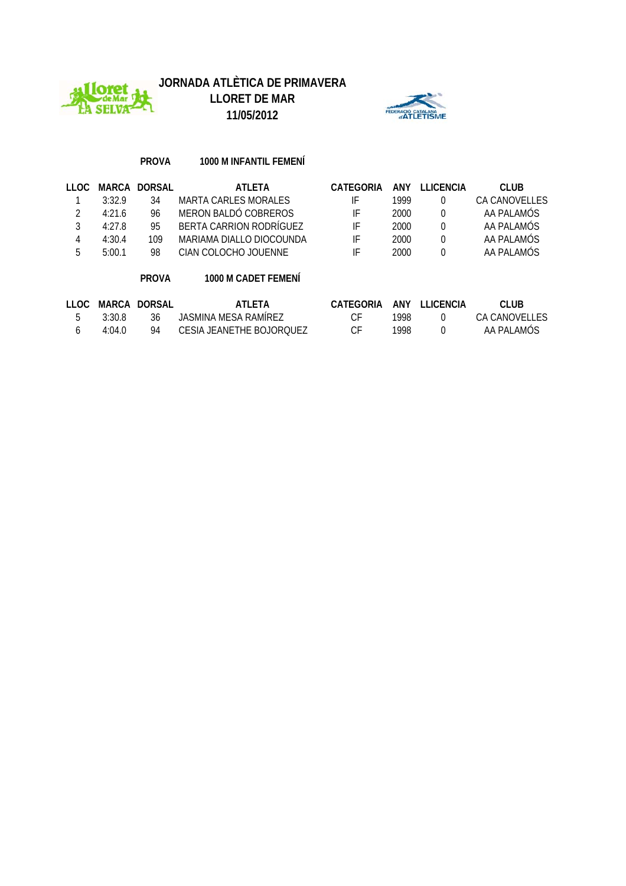# JORNADA ATLÈTICA DE PRIMAVERA
## LLORET DE MAR
## 11/05/2012

**PROVA** **1000 M INFANTIL FEMENÍ**

| LLOC | MARCA | DORSAL | ATLETA | CATEGORIA | ANY | LLICENCIA | CLUB |
|---|---|---|---|---|---|---|---|
| 1 | 3:32.9 | 34 | MARTA CARLES MORALES | IF | 1999 | 0 | CA CANOVELLES |
| 2 | 4:21.6 | 96 | MERON BALDÓ COBREROS | IF | 2000 | 0 | AA PALAMÓS |
| 3 | 4:27.8 | 95 | BERTA CARRION RODRÍGUEZ | IF | 2000 | 0 | AA PALAMÓS |
| 4 | 4:30.4 | 109 | MARIAMA DIALLO DIOCOUNDA | IF | 2000 | 0 | AA PALAMÓS |
| 5 | 5:00.1 | 98 | CIAN COLOCHO JOUENNE | IF | 2000 | 0 | AA PALAMÓS |

**PROVA** **1000 M CADET FEMENÍ**

| LLOC | MARCA | DORSAL | ATLETA | CATEGORIA | ANY | LLICENCIA | CLUB |
|---|---|---|---|---|---|---|---|
| 5 | 3:30.8 | 36 | JASMINA MESA RAMÍREZ | CF | 1998 | 0 | CA CANOVELLES |
| 6 | 4:04.0 | 94 | CESIA JEANETHE BOJORQUEZ | CF | 1998 | 0 | AA PALAMÓS |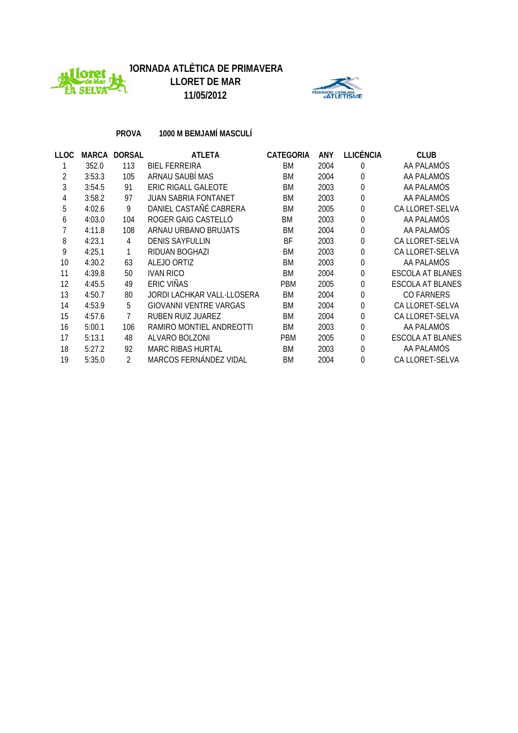# JORNADA ATLÈTICA DE PRIMAVERA
## LLORET DE MAR
## 11/05/2012

**PROVA** 1000 M BEMJAMÍ MASCULÍ

| LLOC | MARCA | DORSAL | ATLETA | CATEGORIA | ANY | LLICÈNCIA | CLUB |
|---|---|---|---|---|---|---|---|
| 1 | 352.0 | 113 | BIEL FERREIRA | BM | 2004 | 0 | AA PALAMÓS |
| 2 | 3:53.3 | 105 | ARNAU SAUBÍ MAS | BM | 2004 | 0 | AA PALAMÓS |
| 3 | 3:54.5 | 91 | ERIC RIGALL GALEOTE | BM | 2003 | 0 | AA PALAMÓS |
| 4 | 3:58.2 | 97 | JUAN SABRIA FONTANET | BM | 2003 | 0 | AA PALAMÓS |
| 5 | 4:02.6 | 9 | DANIEL CASTAÑÉ CABRERA | BM | 2005 | 0 | CA LLORET-SELVA |
| 6 | 4:03.0 | 104 | ROGER GAIG CASTELLÓ | BM | 2003 | 0 | AA PALAMÓS |
| 7 | 4:11.8 | 108 | ARNAU URBANO BRUJATS | BM | 2004 | 0 | AA PALAMÓS |
| 8 | 4:23.1 | 4 | DENIS SAYFULLIN | BF | 2003 | 0 | CA LLORET-SELVA |
| 9 | 4:25.1 | 1 | RIDUAN BOGHAZI | BM | 2003 | 0 | CA LLORET-SELVA |
| 10 | 4:30.2 | 63 | ALEJO ORTIZ | BM | 2003 | 0 | AA PALAMÓS |
| 11 | 4:39.8 | 50 | IVAN RICO | BM | 2004 | 0 | ESCOLA AT BLANES |
| 12 | 4:45.5 | 49 | ERIC VIÑAS | PBM | 2005 | 0 | ESCOLA AT BLANES |
| 13 | 4:50.7 | 80 | JORDI LACHKAR VALL·LLOSERA | BM | 2004 | 0 | CO FARNERS |
| 14 | 4:53.9 | 5 | GIOVANNI VENTRE VARGAS | BM | 2004 | 0 | CA LLORET-SELVA |
| 15 | 4:57.6 | 7 | RUBEN RUIZ JUAREZ | BM | 2004 | 0 | CA LLORET-SELVA |
| 16 | 5:00.1 | 106 | RAMIRO MONTIEL ANDREOTTI | BM | 2003 | 0 | AA PALAMÓS |
| 17 | 5:13.1 | 48 | ALVARO BOLZONI | PBM | 2005 | 0 | ESCOLA AT BLANES |
| 18 | 5:27.2 | 92 | MARC RIBAS HURTAL | BM | 2003 | 0 | AA PALAMÓS |
| 19 | 5:35.0 | 2 | MARCOS FERNÁNDEZ VIDAL | BM | 2004 | 0 | CA LLORET-SELVA |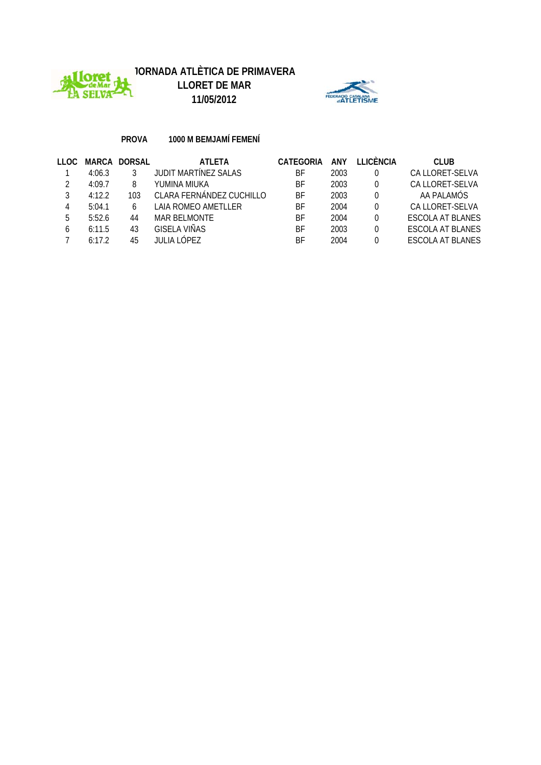# JORNADA ATLÈTICA DE PRIMAVERA
## LLORET DE MAR
## 11/05/2012

**PROVA** **1000 M BEMJAMÍ FEMENÍ**

| LLOC | MARCA | DORSAL | ATLETA | CATEGORIA | ANY | LLICÈNCIA | CLUB |
|---|---|---|---|---|---|---|---|
| 1 | 4:06.3 | 3 | JUDIT MARTÍNEZ SALAS | BF | 2003 | 0 | CA LLORET-SELVA |
| 2 | 4:09.7 | 8 | YUMINA MIUKA | BF | 2003 | 0 | CA LLORET-SELVA |
| 3 | 4:12.2 | 103 | CLARA FERNÁNDEZ CUCHILLO | BF | 2003 | 0 | AA PALAMÓS |
| 4 | 5:04.1 | 6 | LAIA ROMEO AMETLLER | BF | 2004 | 0 | CA LLORET-SELVA |
| 5 | 5:52.6 | 44 | MAR BELMONTE | BF | 2004 | 0 | ESCOLA AT BLANES |
| 6 | 6:11.5 | 43 | GISELA VIÑAS | BF | 2003 | 0 | ESCOLA AT BLANES |
| 7 | 6:17.2 | 45 | JULIA LÓPEZ | BF | 2004 | 0 | ESCOLA AT BLANES |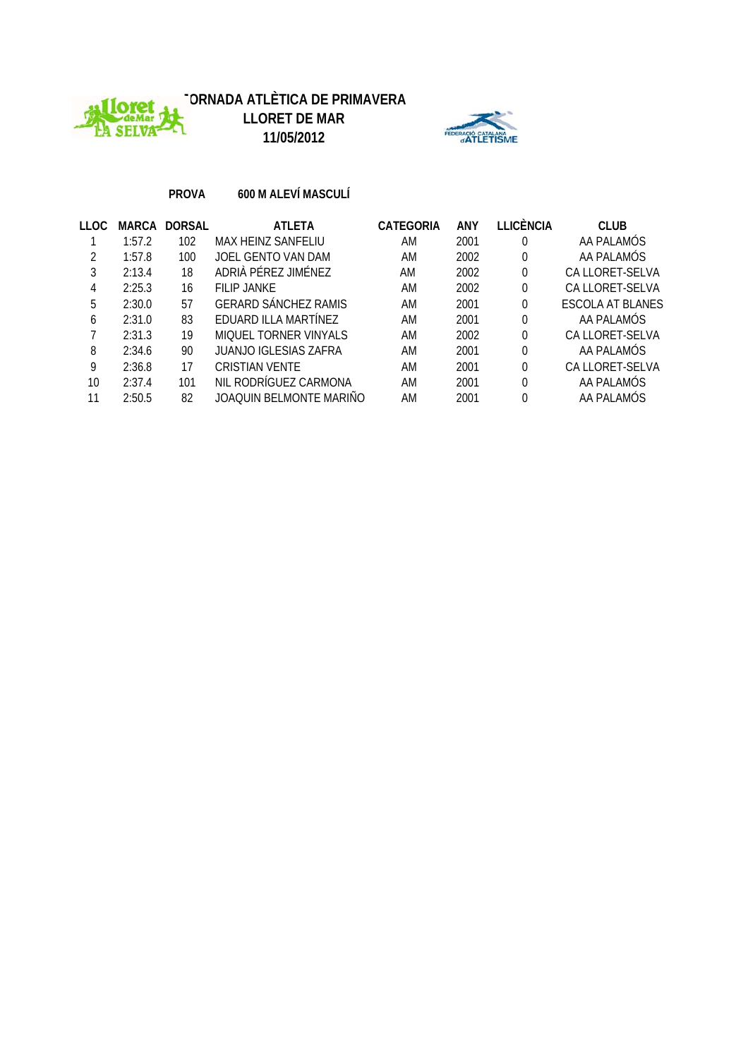# JORNADA ATLÈTICA DE PRIMAVERA
## LLORET DE MAR
## 11/05/2012

**PROVA** **600 M ALEVÍ MASCULÍ**

| LLOC | MARCA | DORSAL | ATLETA | CATEGORIA | ANY | LLICÈNCIA | CLUB |
|---|---|---|---|---|---|---|---|
| 1 | 1:57.2 | 102 | MAX HEINZ SANFELIU | AM | 2001 | 0 | AA PALAMÓS |
| 2 | 1:57.8 | 100 | JOEL GENTO VAN DAM | AM | 2002 | 0 | AA PALAMÓS |
| 3 | 2:13.4 | 18 | ADRIÀ PÉREZ JIMÉNEZ | AM | 2002 | 0 | CA LLORET-SELVA |
| 4 | 2:25.3 | 16 | FILIP JANKE | AM | 2002 | 0 | CA LLORET-SELVA |
| 5 | 2:30.0 | 57 | GERARD SÁNCHEZ RAMIS | AM | 2001 | 0 | ESCOLA AT BLANES |
| 6 | 2:31.0 | 83 | EDUARD ILLA MARTÍNEZ | AM | 2001 | 0 | AA PALAMÓS |
| 7 | 2:31.3 | 19 | MIQUEL TORNER VINYALS | AM | 2002 | 0 | CA LLORET-SELVA |
| 8 | 2:34.6 | 90 | JUANJO IGLESIAS ZAFRA | AM | 2001 | 0 | AA PALAMÓS |
| 9 | 2:36.8 | 17 | CRISTIAN VENTE | AM | 2001 | 0 | CA LLORET-SELVA |
| 10 | 2:37.4 | 101 | NIL RODRÍGUEZ CARMONA | AM | 2001 | 0 | AA PALAMÓS |
| 11 | 2:50.5 | 82 | JOAQUIN BELMONTE MARIÑO | AM | 2001 | 0 | AA PALAMÓS |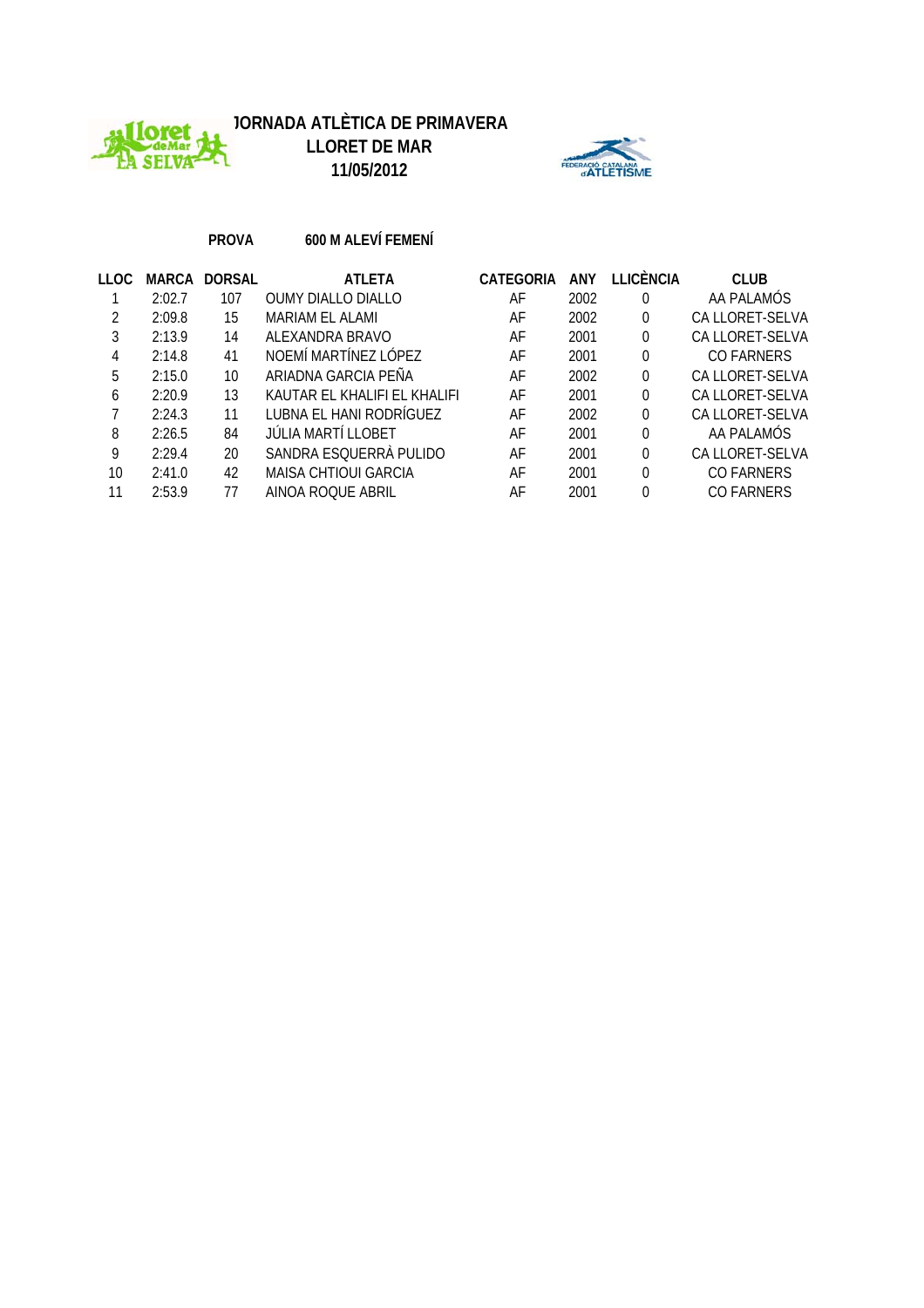# JORNADA ATLÈTICA DE PRIMAVERA
## LLORET DE MAR
## 11/05/2012

**PROVA** **600 M ALEVÍ FEMENÍ**

| LLOC | MARCA | DORSAL | ATLETA | CATEGORIA | ANY | LLICÈNCIA | CLUB |
|---|---|---|---|---|---|---|---|
| 1 | 2:02.7 | 107 | OUMY DIALLO DIALLO | AF | 2002 | 0 | AA PALAMÓS |
| 2 | 2:09.8 | 15 | MARIAM EL ALAMI | AF | 2002 | 0 | CA LLORET-SELVA |
| 3 | 2:13.9 | 14 | ALEXANDRA BRAVO | AF | 2001 | 0 | CA LLORET-SELVA |
| 4 | 2:14.8 | 41 | NOEMÍ MARTÍNEZ LÓPEZ | AF | 2001 | 0 | CO FARNERS |
| 5 | 2:15.0 | 10 | ARIADNA GARCIA PEÑA | AF | 2002 | 0 | CA LLORET-SELVA |
| 6 | 2:20.9 | 13 | KAUTAR EL KHALIFI EL KHALIFI | AF | 2001 | 0 | CA LLORET-SELVA |
| 7 | 2:24.3 | 11 | LUBNA EL HANI RODRÍGUEZ | AF | 2002 | 0 | CA LLORET-SELVA |
| 8 | 2:26.5 | 84 | JÚLIA MARTÍ LLOBET | AF | 2001 | 0 | AA PALAMÓS |
| 9 | 2:29.4 | 20 | SANDRA ESQUERRÀ PULIDO | AF | 2001 | 0 | CA LLORET-SELVA |
| 10 | 2:41.0 | 42 | MAISA CHTIOUI GARCIA | AF | 2001 | 0 | CO FARNERS |
| 11 | 2:53.9 | 77 | AINOA ROQUE ABRIL | AF | 2001 | 0 | CO FARNERS |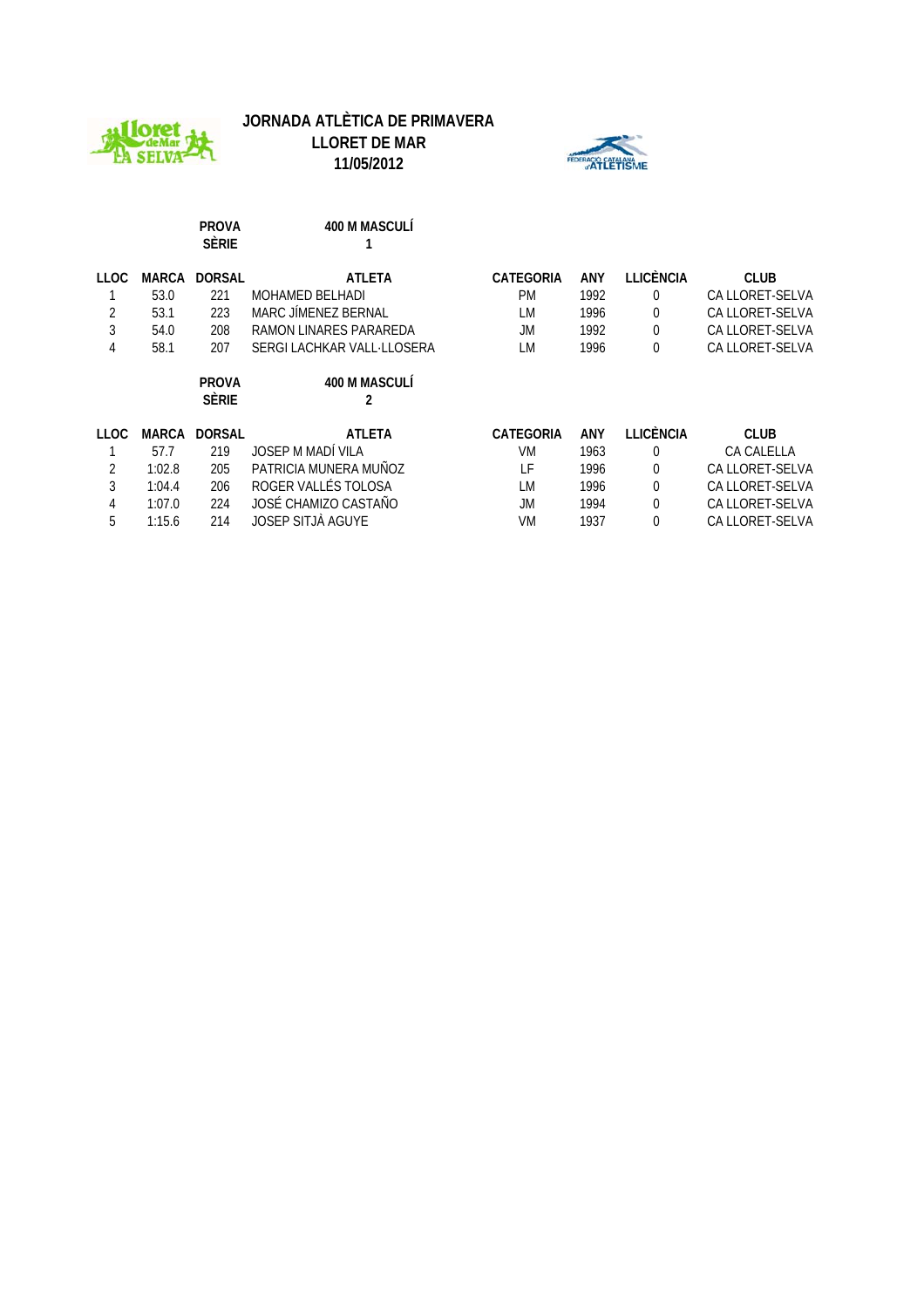# JORNADA ATLÈTICA DE PRIMAVERA
## LLORET DE MAR
### 11/05/2012

**PROVA** 400 M MASCULÍ
**SÈRIE** 1

| LLOC | MARCA | DORSAL | ATLETA | CATEGORIA | ANY | LLICÈNCIA | CLUB |
|---|---|---|---|---|---|---|---|
| 1 | 53.0 | 221 | MOHAMED BELHADI | PM | 1992 | 0 | CA LLORET-SELVA |
| 2 | 53.1 | 223 | MARC JÍMENEZ BERNAL | LM | 1996 | 0 | CA LLORET-SELVA |
| 3 | 54.0 | 208 | RAMON LINARES PARAREDA | JM | 1992 | 0 | CA LLORET-SELVA |
| 4 | 58.1 | 207 | SERGI LACHKAR VALL·LLOSERA | LM | 1996 | 0 | CA LLORET-SELVA |

**PROVA** 400 M MASCULÍ
**SÈRIE** 2

| LLOC | MARCA | DORSAL | ATLETA | CATEGORIA | ANY | LLICÈNCIA | CLUB |
|---|---|---|---|---|---|---|---|
| 1 | 57.7 | 219 | JOSEP M MADÍ VILA | VM | 1963 | 0 | CA CALELLA |
| 2 | 1:02.8 | 205 | PATRICIA MUNERA MUÑOZ | LF | 1996 | 0 | CA LLORET-SELVA |
| 3 | 1:04.4 | 206 | ROGER VALLÉS TOLOSA | LM | 1996 | 0 | CA LLORET-SELVA |
| 4 | 1:07.0 | 224 | JOSÉ CHAMIZO CASTAÑO | JM | 1994 | 0 | CA LLORET-SELVA |
| 5 | 1:15.6 | 214 | JOSEP SITJÀ AGUYE | VM | 1937 | 0 | CA LLORET-SELVA |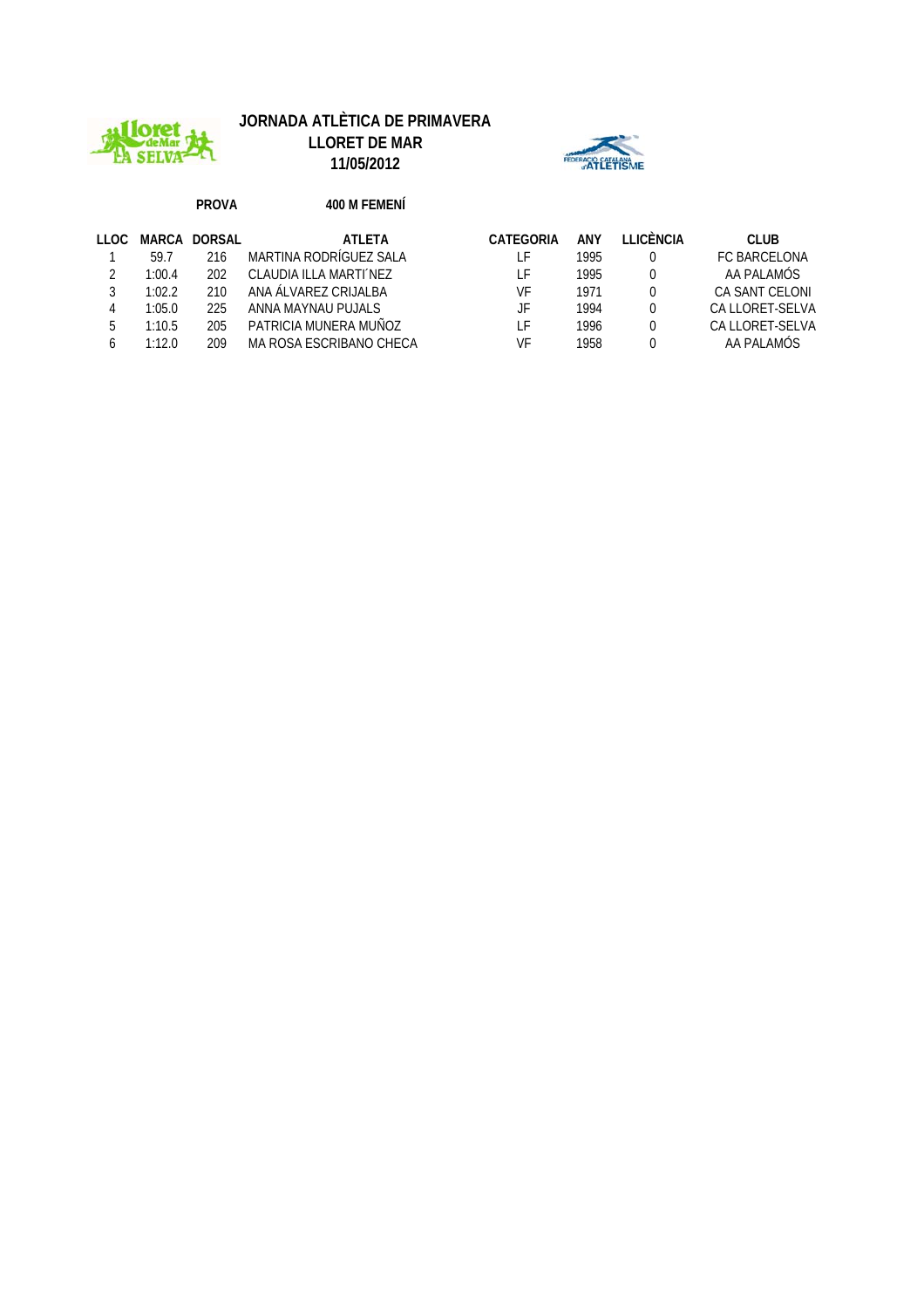# JORNADA ATLÈTICA DE PRIMAVERA
## LLORET DE MAR
## 11/05/2012

**PROVA** **400 M FEMENÍ**

| LLOC | MARCA | DORSAL | ATLETA | CATEGORIA | ANY | LLICÈNCIA | CLUB |
|---|---|---|---|---|---|---|---|
| 1 | 59.7 | 216 | MARTINA RODRÍGUEZ SALA | LF | 1995 | 0 | FC BARCELONA |
| 2 | 1:00.4 | 202 | CLAUDIA ILLA MARTI´NEZ | LF | 1995 | 0 | AA PALAMÓS |
| 3 | 1:02.2 | 210 | ANA ÁLVAREZ CRIJALBA | VF | 1971 | 0 | CA SANT CELONI |
| 4 | 1:05.0 | 225 | ANNA MAYNAU PUJALS | JF | 1994 | 0 | CA LLORET-SELVA |
| 5 | 1:10.5 | 205 | PATRICIA MUNERA MUÑOZ | LF | 1996 | 0 | CA LLORET-SELVA |
| 6 | 1:12.0 | 209 | MA ROSA ESCRIBANO CHECA | VF | 1958 | 0 | AA PALAMÓS |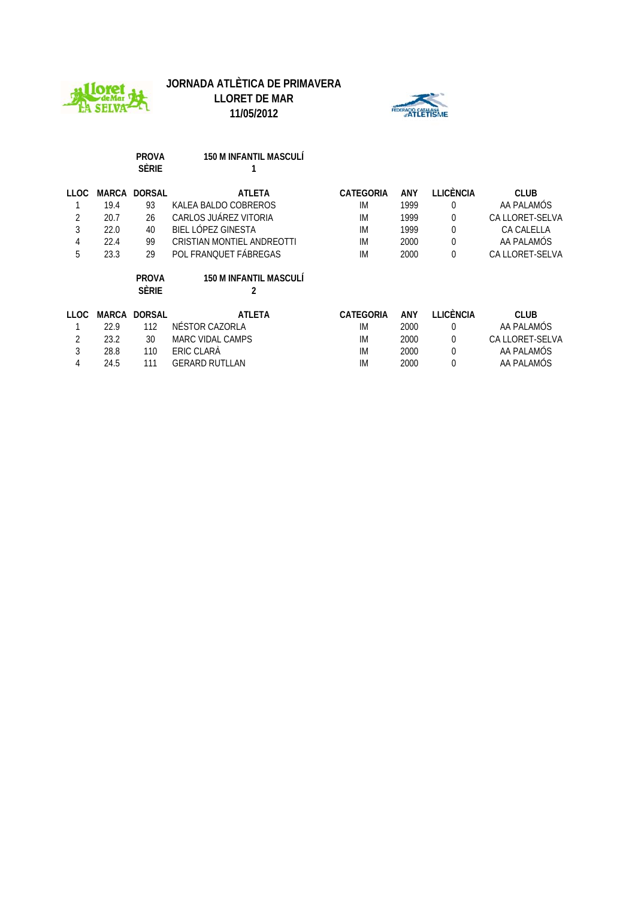# JORNADA ATLÈTICA DE PRIMAVERA
## LLORET DE MAR
## 11/05/2012

**PROVA** 150 M INFANTIL MASCULÍ
**SÈRIE** 1

| LLOC | MARCA | DORSAL | ATLETA | CATEGORIA | ANY | LLICÈNCIA | CLUB |
|---|---|---|---|---|---|---|---|
| 1 | 19.4 | 93 | KALEA BALDO COBREROS | IM | 1999 | 0 | AA PALAMÓS |
| 2 | 20.7 | 26 | CARLOS JUÁREZ VITORIA | IM | 1999 | 0 | CA LLORET-SELVA |
| 3 | 22.0 | 40 | BIEL LÓPEZ GINESTA | IM | 1999 | 0 | CA CALELLA |
| 4 | 22.4 | 99 | CRISTIAN MONTIEL ANDREOTTI | IM | 2000 | 0 | AA PALAMÓS |
| 5 | 23.3 | 29 | POL FRANQUET FÁBREGAS | IM | 2000 | 0 | CA LLORET-SELVA |

**PROVA** 150 M INFANTIL MASCULÍ
**SÈRIE** 2

| LLOC | MARCA | DORSAL | ATLETA | CATEGORIA | ANY | LLICÈNCIA | CLUB |
|---|---|---|---|---|---|---|---|
| 1 | 22.9 | 112 | NÉSTOR CAZORLA | IM | 2000 | 0 | AA PALAMÓS |
| 2 | 23.2 | 30 | MARC VIDAL CAMPS | IM | 2000 | 0 | CA LLORET-SELVA |
| 3 | 28.8 | 110 | ERIC CLARÀ | IM | 2000 | 0 | AA PALAMÓS |
| 4 | 24.5 | 111 | GERARD RUTLLAN | IM | 2000 | 0 | AA PALAMÓS |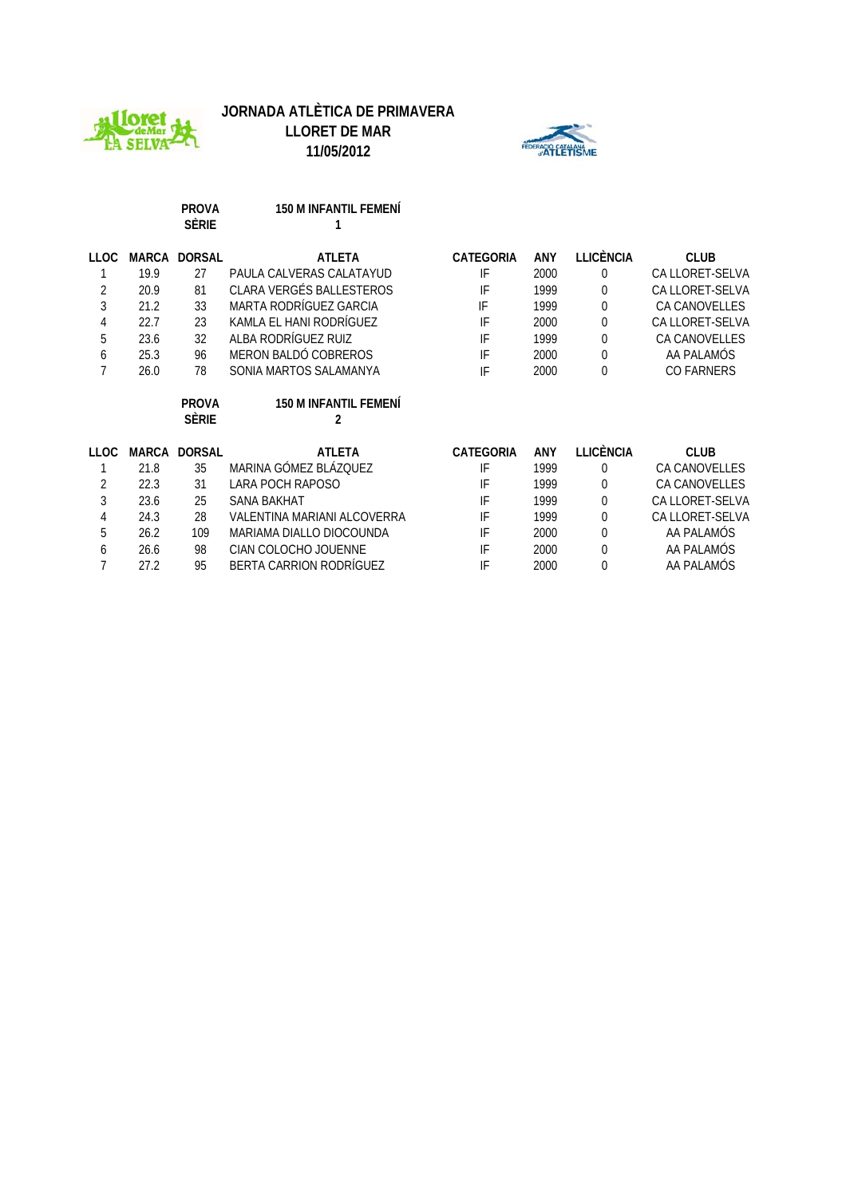# JORNADA ATLÈTICA DE PRIMAVERA
## LLORET DE MAR
## 11/05/2012

**PROVA** 150 M INFANTIL FEMENÍ
**SÈRIE** 1

| LLOC | MARCA | DORSAL | ATLETA | CATEGORIA | ANY | LLICÈNCIA | CLUB |
|---|---|---|---|---|---|---|---|
| 1 | 19.9 | 27 | PAULA CALVERAS CALATAYUD | IF | 2000 | 0 | CA LLORET-SELVA |
| 2 | 20.9 | 81 | CLARA VERGÉS BALLESTEROS | IF | 1999 | 0 | CA LLORET-SELVA |
| 3 | 21.2 | 33 | MARTA RODRÍGUEZ GARCIA | IF | 1999 | 0 | CA CANOVELLES |
| 4 | 22.7 | 23 | KAMLA EL HANI RODRÍGUEZ | IF | 2000 | 0 | CA LLORET-SELVA |
| 5 | 23.6 | 32 | ALBA RODRÍGUEZ RUIZ | IF | 1999 | 0 | CA CANOVELLES |
| 6 | 25.3 | 96 | MERON BALDÓ COBREROS | IF | 2000 | 0 | AA PALAMÓS |
| 7 | 26.0 | 78 | SONIA MARTOS SALAMANYA | IF | 2000 | 0 | CO FARNERS |

**PROVA** 150 M INFANTIL FEMENÍ
**SÈRIE** 2

| LLOC | MARCA | DORSAL | ATLETA | CATEGORIA | ANY | LLICÈNCIA | CLUB |
|---|---|---|---|---|---|---|---|
| 1 | 21.8 | 35 | MARINA GÓMEZ BLÁZQUEZ | IF | 1999 | 0 | CA CANOVELLES |
| 2 | 22.3 | 31 | LARA POCH RAPOSO | IF | 1999 | 0 | CA CANOVELLES |
| 3 | 23.6 | 25 | SANA BAKHAT | IF | 1999 | 0 | CA LLORET-SELVA |
| 4 | 24.3 | 28 | VALENTINA MARIANI ALCOVERRA | IF | 1999 | 0 | CA LLORET-SELVA |
| 5 | 26.2 | 109 | MARIAMA DIALLO DIOCOUNDA | IF | 2000 | 0 | AA PALAMÓS |
| 6 | 26.6 | 98 | CIAN COLOCHO JOUENNE | IF | 2000 | 0 | AA PALAMÓS |
| 7 | 27.2 | 95 | BERTA CARRION RODRÍGUEZ | IF | 2000 | 0 | AA PALAMÓS |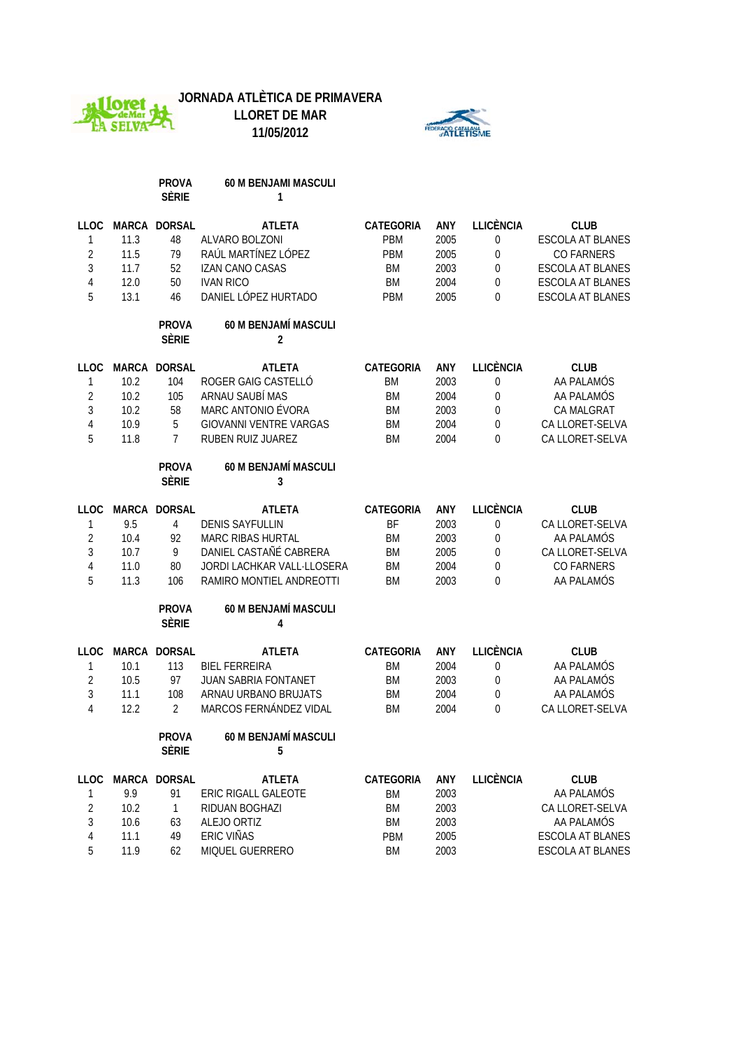# JORNADA ATLÈTICA DE PRIMAVERA

## LLORET DE MAR

## 11/05/2012

**PROVA** 60 M BENJAMI MASCULI
**SÈRIE** 1

| LLOC | MARCA | DORSAL | ATLETA | CATEGORIA | ANY | LLICÈNCIA | CLUB |
|---|---|---|---|---|---|---|---|
| 1 | 11.3 | 48 | ALVARO BOLZONI | PBM | 2005 | 0 | ESCOLA AT BLANES |
| 2 | 11.5 | 79 | RAÚL MARTÍNEZ LÓPEZ | PBM | 2005 | 0 | CO FARNERS |
| 3 | 11.7 | 52 | IZAN CANO CASAS | BM | 2003 | 0 | ESCOLA AT BLANES |
| 4 | 12.0 | 50 | IVAN RICO | BM | 2004 | 0 | ESCOLA AT BLANES |
| 5 | 13.1 | 46 | DANIEL LÓPEZ HURTADO | PBM | 2005 | 0 | ESCOLA AT BLANES |

**PROVA** 60 M BENJAMÍ MASCULI
**SÈRIE** 2

| LLOC | MARCA | DORSAL | ATLETA | CATEGORIA | ANY | LLICÈNCIA | CLUB |
|---|---|---|---|---|---|---|---|
| 1 | 10.2 | 104 | ROGER GAIG CASTELLÓ | BM | 2003 | 0 | AA PALAMÓS |
| 2 | 10.2 | 105 | ARNAU SAUBÍ MAS | BM | 2004 | 0 | AA PALAMÓS |
| 3 | 10.2 | 58 | MARC ANTONIO ÉVORA | BM | 2003 | 0 | CA MALGRAT |
| 4 | 10.9 | 5 | GIOVANNI VENTRE VARGAS | BM | 2004 | 0 | CA LLORET-SELVA |
| 5 | 11.8 | 7 | RUBEN RUIZ JUAREZ | BM | 2004 | 0 | CA LLORET-SELVA |

**PROVA** 60 M BENJAMÍ MASCULI
**SÈRIE** 3

| LLOC | MARCA | DORSAL | ATLETA | CATEGORIA | ANY | LLICÈNCIA | CLUB |
|---|---|---|---|---|---|---|---|
| 1 | 9.5 | 4 | DENIS SAYFULLIN | BF | 2003 | 0 | CA LLORET-SELVA |
| 2 | 10.4 | 92 | MARC RIBAS HURTAL | BM | 2003 | 0 | AA PALAMÓS |
| 3 | 10.7 | 9 | DANIEL CASTAÑÉ CABRERA | BM | 2005 | 0 | CA LLORET-SELVA |
| 4 | 11.0 | 80 | JORDI LACHKAR VALL·LLOSERA | BM | 2004 | 0 | CO FARNERS |
| 5 | 11.3 | 106 | RAMIRO MONTIEL ANDREOTTI | BM | 2003 | 0 | AA PALAMÓS |

**PROVA** 60 M BENJAMÍ MASCULI
**SÈRIE** 4

| LLOC | MARCA | DORSAL | ATLETA | CATEGORIA | ANY | LLICÈNCIA | CLUB |
|---|---|---|---|---|---|---|---|
| 1 | 10.1 | 113 | BIEL FERREIRA | BM | 2004 | 0 | AA PALAMÓS |
| 2 | 10.5 | 97 | JUAN SABRIA FONTANET | BM | 2003 | 0 | AA PALAMÓS |
| 3 | 11.1 | 108 | ARNAU URBANO BRUJATS | BM | 2004 | 0 | AA PALAMÓS |
| 4 | 12.2 | 2 | MARCOS FERNÁNDEZ VIDAL | BM | 2004 | 0 | CA LLORET-SELVA |

**PROVA** 60 M BENJAMÍ MASCULI
**SÈRIE** 5

| LLOC | MARCA | DORSAL | ATLETA | CATEGORIA | ANY | LLICÈNCIA | CLUB |
|---|---|---|---|---|---|---|---|
| 1 | 9.9 | 91 | ERIC RIGALL GALEOTE | BM | 2003 | | AA PALAMÓS |
| 2 | 10.2 | 1 | RIDUAN BOGHAZI | BM | 2003 | | CA LLORET-SELVA |
| 3 | 10.6 | 63 | ALEJO ORTIZ | BM | 2003 | | AA PALAMÓS |
| 4 | 11.1 | 49 | ERIC VIÑAS | PBM | 2005 | | ESCOLA AT BLANES |
| 5 | 11.9 | 62 | MIQUEL GUERRERO | BM | 2003 | | ESCOLA AT BLANES |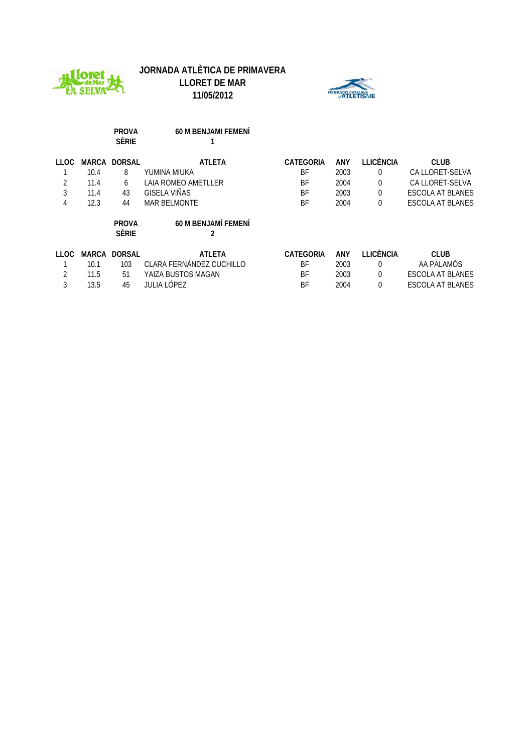# JORNADA ATLÈTICA DE PRIMAVERA
## LLORET DE MAR
## 11/05/2012

**PROVA** 60 M BENJAMI FEMENÍ
**SÈRIE** 1

| LLOC | MARCA | DORSAL | ATLETA | CATEGORIA | ANY | LLICÈNCIA | CLUB |
|---|---|---|---|---|---|---|---|
| 1 | 10.4 | 8 | YUMINA MIUKA | BF | 2003 | 0 | CA LLORET-SELVA |
| 2 | 11.4 | 6 | LAIA ROMEO AMETLLER | BF | 2004 | 0 | CA LLORET-SELVA |
| 3 | 11.4 | 43 | GISELA VIÑAS | BF | 2003 | 0 | ESCOLA AT BLANES |
| 4 | 12.3 | 44 | MAR BELMONTE | BF | 2004 | 0 | ESCOLA AT BLANES |

**PROVA** 60 M BENJAMÍ FEMENÍ
**SÈRIE** 2

| LLOC | MARCA | DORSAL | ATLETA | CATEGORIA | ANY | LLICÈNCIA | CLUB |
|---|---|---|---|---|---|---|---|
| 1 | 10.1 | 103 | CLARA FERNÁNDEZ CUCHILLO | BF | 2003 | 0 | AA PALAMÓS |
| 2 | 11.5 | 51 | YAIZA BUSTOS MAGAN | BF | 2003 | 0 | ESCOLA AT BLANES |
| 3 | 13.5 | 45 | JULIA LÓPEZ | BF | 2004 | 0 | ESCOLA AT BLANES |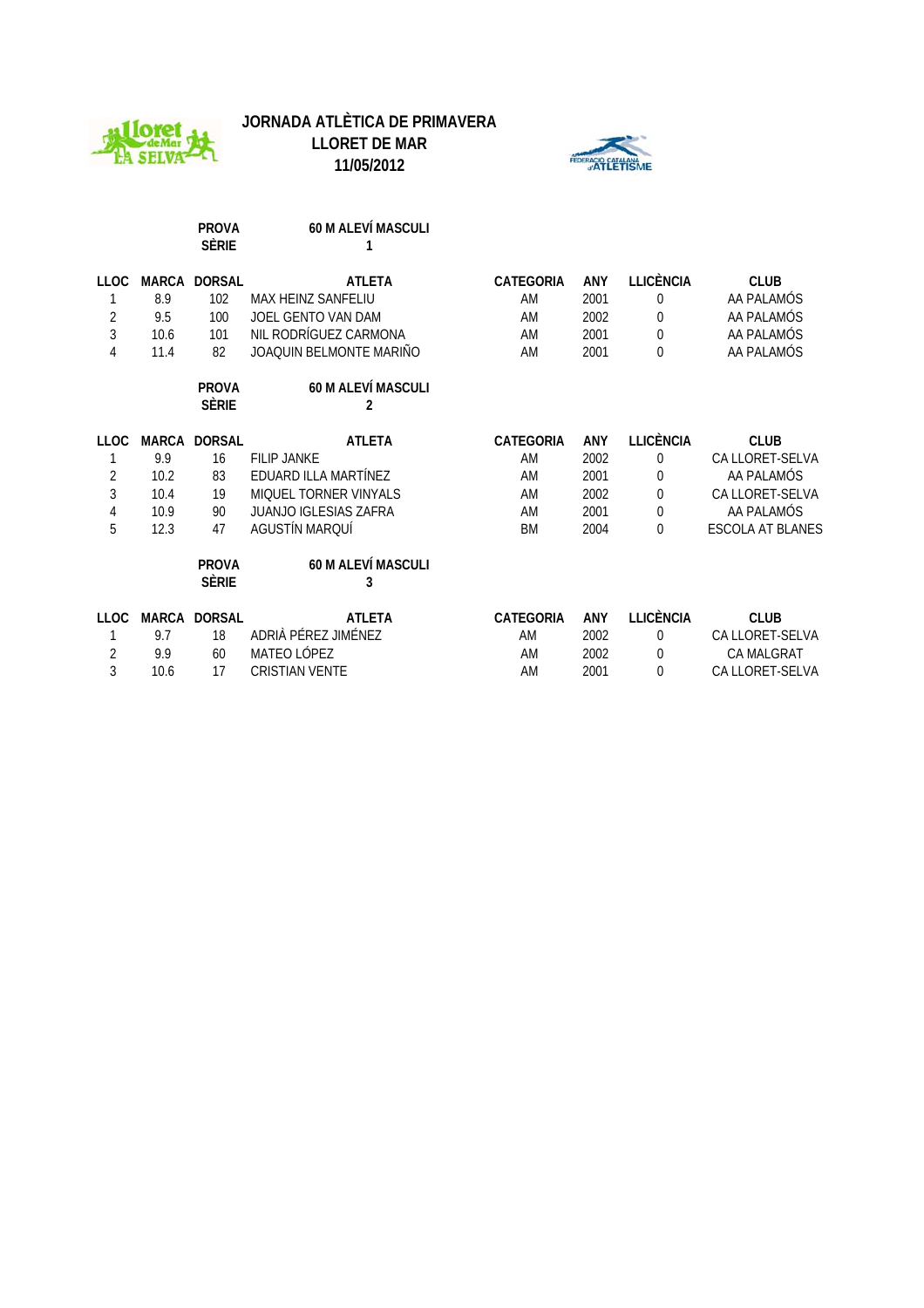# JORNADA ATLÈTICA DE PRIMAVERA
## LLORET DE MAR
## 11/05/2012

**PROVA** 60 M ALEVÍ MASCULI
**SÈRIE** 1

| LLOC | MARCA | DORSAL | ATLETA | CATEGORIA | ANY | LLICÈNCIA | CLUB |
|---|---|---|---|---|---|---|---|
| 1 | 8.9 | 102 | MAX HEINZ SANFELIU | AM | 2001 | 0 | AA PALAMÓS |
| 2 | 9.5 | 100 | JOEL GENTO VAN DAM | AM | 2002 | 0 | AA PALAMÓS |
| 3 | 10.6 | 101 | NIL RODRÍGUEZ CARMONA | AM | 2001 | 0 | AA PALAMÓS |
| 4 | 11.4 | 82 | JOAQUIN BELMONTE MARIÑO | AM | 2001 | 0 | AA PALAMÓS |

**PROVA** 60 M ALEVÍ MASCULI
**SÈRIE** 2

| LLOC | MARCA | DORSAL | ATLETA | CATEGORIA | ANY | LLICÈNCIA | CLUB |
|---|---|---|---|---|---|---|---|
| 1 | 9.9 | 16 | FILIP JANKE | AM | 2002 | 0 | CA LLORET-SELVA |
| 2 | 10.2 | 83 | EDUARD ILLA MARTÍNEZ | AM | 2001 | 0 | AA PALAMÓS |
| 3 | 10.4 | 19 | MIQUEL TORNER VINYALS | AM | 2002 | 0 | CA LLORET-SELVA |
| 4 | 10.9 | 90 | JUANJO IGLESIAS ZAFRA | AM | 2001 | 0 | AA PALAMÓS |
| 5 | 12.3 | 47 | AGUSTÍN MARQUÍ | BM | 2004 | 0 | ESCOLA AT BLANES |

**PROVA** 60 M ALEVÍ MASCULI
**SÈRIE** 3

| LLOC | MARCA | DORSAL | ATLETA | CATEGORIA | ANY | LLICÈNCIA | CLUB |
|---|---|---|---|---|---|---|---|
| 1 | 9.7 | 18 | ADRIÀ PÉREZ JIMÉNEZ | AM | 2002 | 0 | CA LLORET-SELVA |
| 2 | 9.9 | 60 | MATEO LÓPEZ | AM | 2002 | 0 | CA MALGRAT |
| 3 | 10.6 | 17 | CRISTIAN VENTE | AM | 2001 | 0 | CA LLORET-SELVA |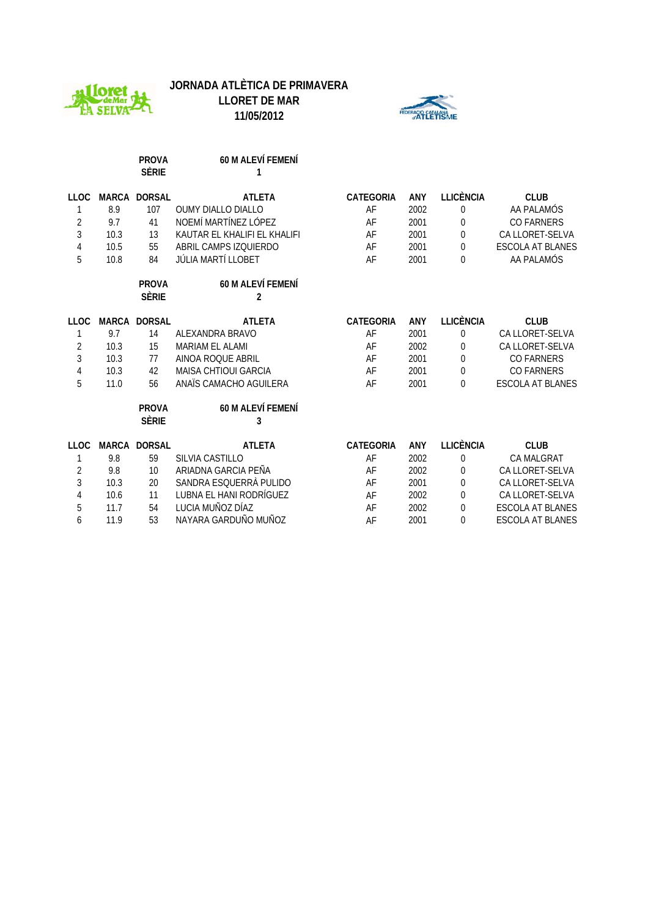# JORNADA ATLÈTICA DE PRIMAVERA
## LLORET DE MAR
## 11/05/2012

**PROVA** 60 M ALEVÍ FEMENÍ
**SÈRIE** 1

| LLOC | MARCA | DORSAL | ATLETA | CATEGORIA | ANY | LLICÈNCIA | CLUB |
|---|---|---|---|---|---|---|---|
| 1 | 8.9 | 107 | OUMY DIALLO DIALLO | AF | 2002 | 0 | AA PALAMÓS |
| 2 | 9.7 | 41 | NOEMÍ MARTÍNEZ LÓPEZ | AF | 2001 | 0 | CO FARNERS |
| 3 | 10.3 | 13 | KAUTAR EL KHALIFI EL KHALIFI | AF | 2001 | 0 | CA LLORET-SELVA |
| 4 | 10.5 | 55 | ABRIL CAMPS IZQUIERDO | AF | 2001 | 0 | ESCOLA AT BLANES |
| 5 | 10.8 | 84 | JÚLIA MARTÍ LLOBET | AF | 2001 | 0 | AA PALAMÓS |

**PROVA** 60 M ALEVÍ FEMENÍ
**SÈRIE** 2

| LLOC | MARCA | DORSAL | ATLETA | CATEGORIA | ANY | LLICÈNCIA | CLUB |
|---|---|---|---|---|---|---|---|
| 1 | 9.7 | 14 | ALEXANDRA BRAVO | AF | 2001 | 0 | CA LLORET-SELVA |
| 2 | 10.3 | 15 | MARIAM EL ALAMI | AF | 2002 | 0 | CA LLORET-SELVA |
| 3 | 10.3 | 77 | AINOA ROQUE ABRIL | AF | 2001 | 0 | CO FARNERS |
| 4 | 10.3 | 42 | MAISA CHTIOUI GARCIA | AF | 2001 | 0 | CO FARNERS |
| 5 | 11.0 | 56 | ANAÏS CAMACHO AGUILERA | AF | 2001 | 0 | ESCOLA AT BLANES |

**PROVA** 60 M ALEVÍ FEMENÍ
**SÈRIE** 3

| LLOC | MARCA | DORSAL | ATLETA | CATEGORIA | ANY | LLICÈNCIA | CLUB |
|---|---|---|---|---|---|---|---|
| 1 | 9.8 | 59 | SILVIA CASTILLO | AF | 2002 | 0 | CA MALGRAT |
| 2 | 9.8 | 10 | ARIADNA GARCIA PEÑA | AF | 2002 | 0 | CA LLORET-SELVA |
| 3 | 10.3 | 20 | SANDRA ESQUERRÀ PULIDO | AF | 2001 | 0 | CA LLORET-SELVA |
| 4 | 10.6 | 11 | LUBNA EL HANI RODRÍGUEZ | AF | 2002 | 0 | CA LLORET-SELVA |
| 5 | 11.7 | 54 | LUCIA MUÑOZ DÍAZ | AF | 2002 | 0 | ESCOLA AT BLANES |
| 6 | 11.9 | 53 | NAYARA GARDUÑO MUÑOZ | AF | 2001 | 0 | ESCOLA AT BLANES |